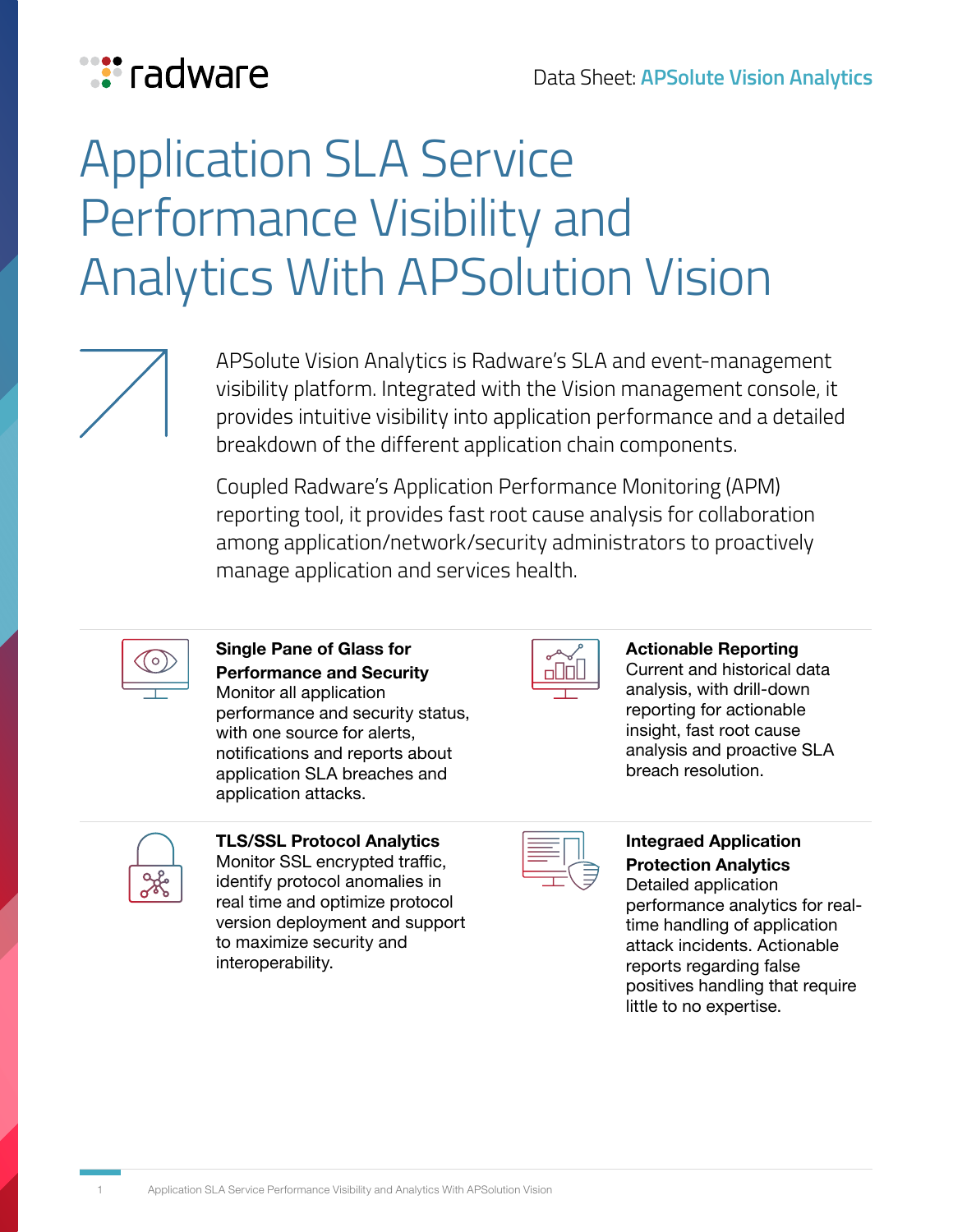Data Sheet: **APSolute Vision Analytics**

# Application SLA Service Performance Visibility and Analytics With APSolution Vision

APSolute Vision Analytics is Radware's SLA and event-management visibility platform. Integrated with the Vision management console, it provides intuitive visibility into application performance and a detailed breakdown of the different application chain components.

Coupled Radware's Application Performance Monitoring (APM) reporting tool, it provides fast root cause analysis for collaboration among application/network/security administrators to proactively manage application and services health.

**Single Pane of Glass for Performance and Security**
Monitor all application performance and security status, with one source for alerts, notifications and reports about application SLA breaches and application attacks.

**Actionable Reporting**
Current and historical data analysis, with drill-down reporting for actionable insight, fast root cause analysis and proactive SLA breach resolution.

**TLS/SSL Protocol Analytics**
Monitor SSL encrypted traffic, identify protocol anomalies in real time and optimize protocol version deployment and support to maximize security and interoperability.

**Integraed Application Protection Analytics**
Detailed application performance analytics for real-time handling of application attack incidents. Actionable reports regarding false positives handling that require little to no expertise.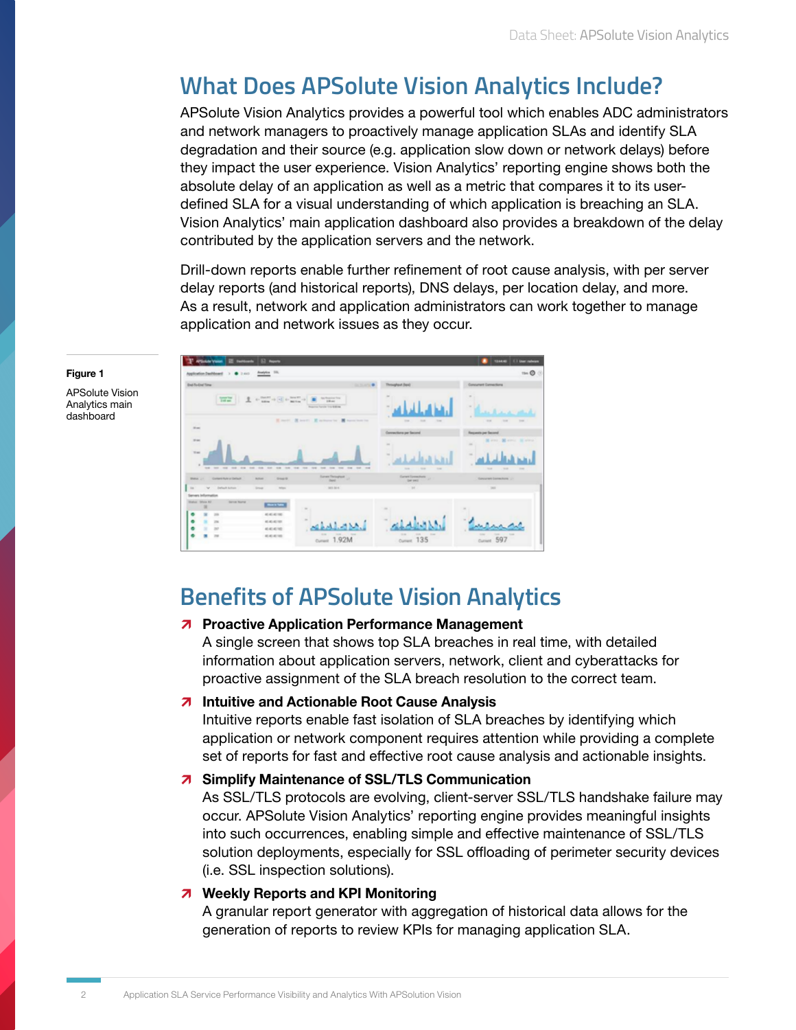## What Does APSolute Vision Analytics Include?

APSolute Vision Analytics provides a powerful tool which enables ADC administrators and network managers to proactively manage application SLAs and identify SLA degradation and their source (e.g. application slow down or network delays) before they impact the user experience. Vision Analytics' reporting engine shows both the absolute delay of an application as well as a metric that compares it to its user-defined SLA for a visual understanding of which application is breaching an SLA. Vision Analytics' main application dashboard also provides a breakdown of the delay contributed by the application servers and the network.

Drill-down reports enable further refinement of root cause analysis, with per server delay reports (and historical reports), DNS delays, per location delay, and more. As a result, network and application administrators can work together to manage application and network issues as they occur.

**Figure 1**

APSolute Vision Analytics main dashboard

## Benefits of APSolute Vision Analytics

- **Proactive Application Performance Management**
  A single screen that shows top SLA breaches in real time, with detailed information about application servers, network, client and cyberattacks for proactive assignment of the SLA breach resolution to the correct team.
- **Intuitive and Actionable Root Cause Analysis**
  Intuitive reports enable fast isolation of SLA breaches by identifying which application or network component requires attention while providing a complete set of reports for fast and effective root cause analysis and actionable insights.
- **Simplify Maintenance of SSL/TLS Communication**
  As SSL/TLS protocols are evolving, client-server SSL/TLS handshake failure may occur. APSolute Vision Analytics' reporting engine provides meaningful insights into such occurrences, enabling simple and effective maintenance of SSL/TLS solution deployments, especially for SSL offloading of perimeter security devices (i.e. SSL inspection solutions).
- **Weekly Reports and KPI Monitoring**
  A granular report generator with aggregation of historical data allows for the generation of reports to review KPIs for managing application SLA.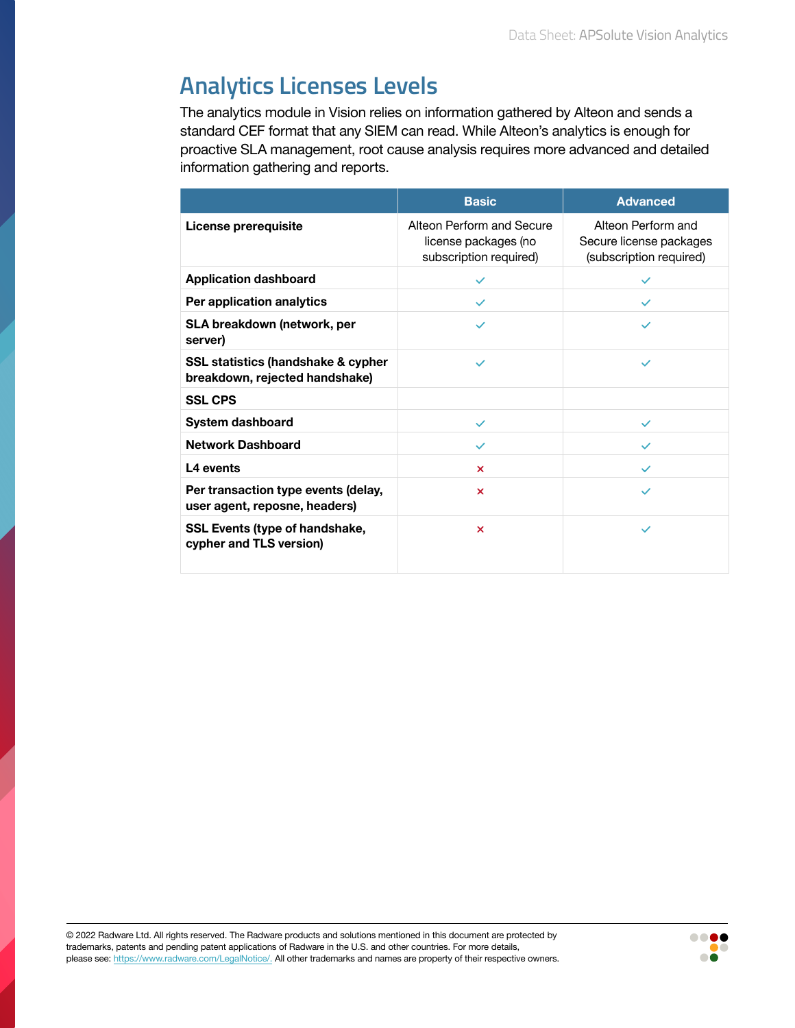## Analytics Licenses Levels

The analytics module in Vision relies on information gathered by Alteon and sends a standard CEF format that any SIEM can read. While Alteon's analytics is enough for proactive SLA management, root cause analysis requires more advanced and detailed information gathering and reports.

| | Basic | Advanced |
|---|---|---|
| **License prerequisite** | Alteon Perform and Secure license packages (no subscription required) | Alteon Perform and Secure license packages (subscription required) |
| **Application dashboard** | ✓ | ✓ |
| **Per application analytics** | ✓ | ✓ |
| **SLA breakdown (network, per server)** | ✓ | ✓ |
| **SSL statistics (handshake & cypher breakdown, rejected handshake)** | ✓ | ✓ |
| **SSL CPS** | | |
| **System dashboard** | ✓ | ✓ |
| **Network Dashboard** | ✓ | ✓ |
| **L4 events** | ✗ | ✓ |
| **Per transaction type events (delay, user agent, reposne, headers)** | ✗ | ✓ |
| **SSL Events (type of handshake, cypher and TLS version)** | ✗ | ✓ |

© 2022 Radware Ltd. All rights reserved. The Radware products and solutions mentioned in this document are protected by trademarks, patents and pending patent applications of Radware in the U.S. and other countries. For more details, please see: https://www.radware.com/LegalNotice/. All other trademarks and names are property of their respective owners.